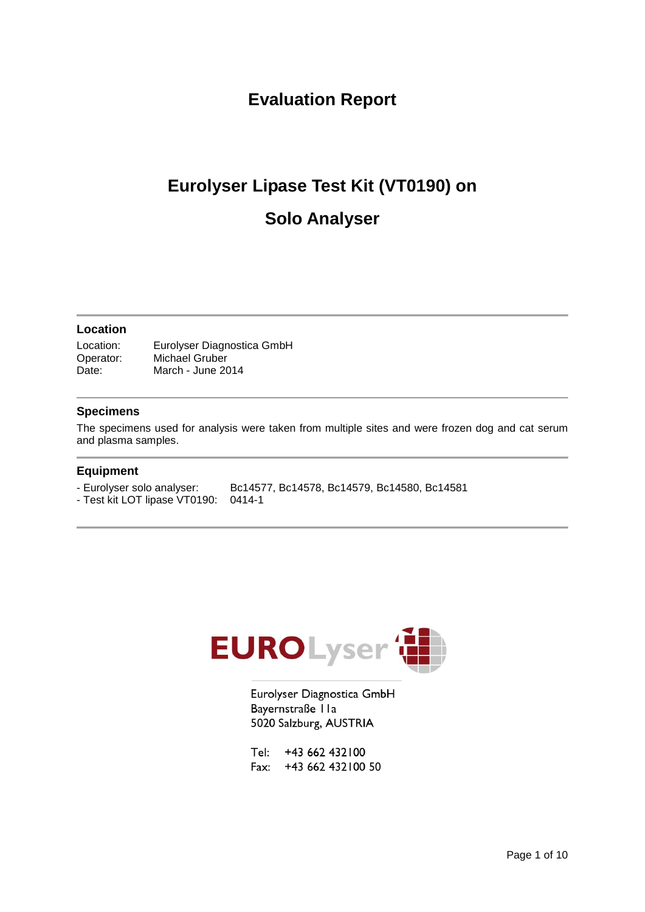# Evaluation Report

## Eurolyser Lipase Test Kit (VT0190) on Solo Analyser

### Location

Location: Eurolyser Diagnostica GmbH
Operator: Michael Gruber
Date: March - June 2014

### Specimens

The specimens used for analysis were taken from multiple sites and were frozen dog and cat serum and plasma samples.

### Equipment

- Eurolyser solo analyser: Bc14577, Bc14578, Bc14579, Bc14580, Bc14581
- Test kit LOT lipase VT0190: 0414-1

EUROLyser

Eurolyser Diagnostica GmbH
Bayernstraße 11a
5020 Salzburg, AUSTRIA

Tel: +43 662 432100
Fax: +43 662 432100 50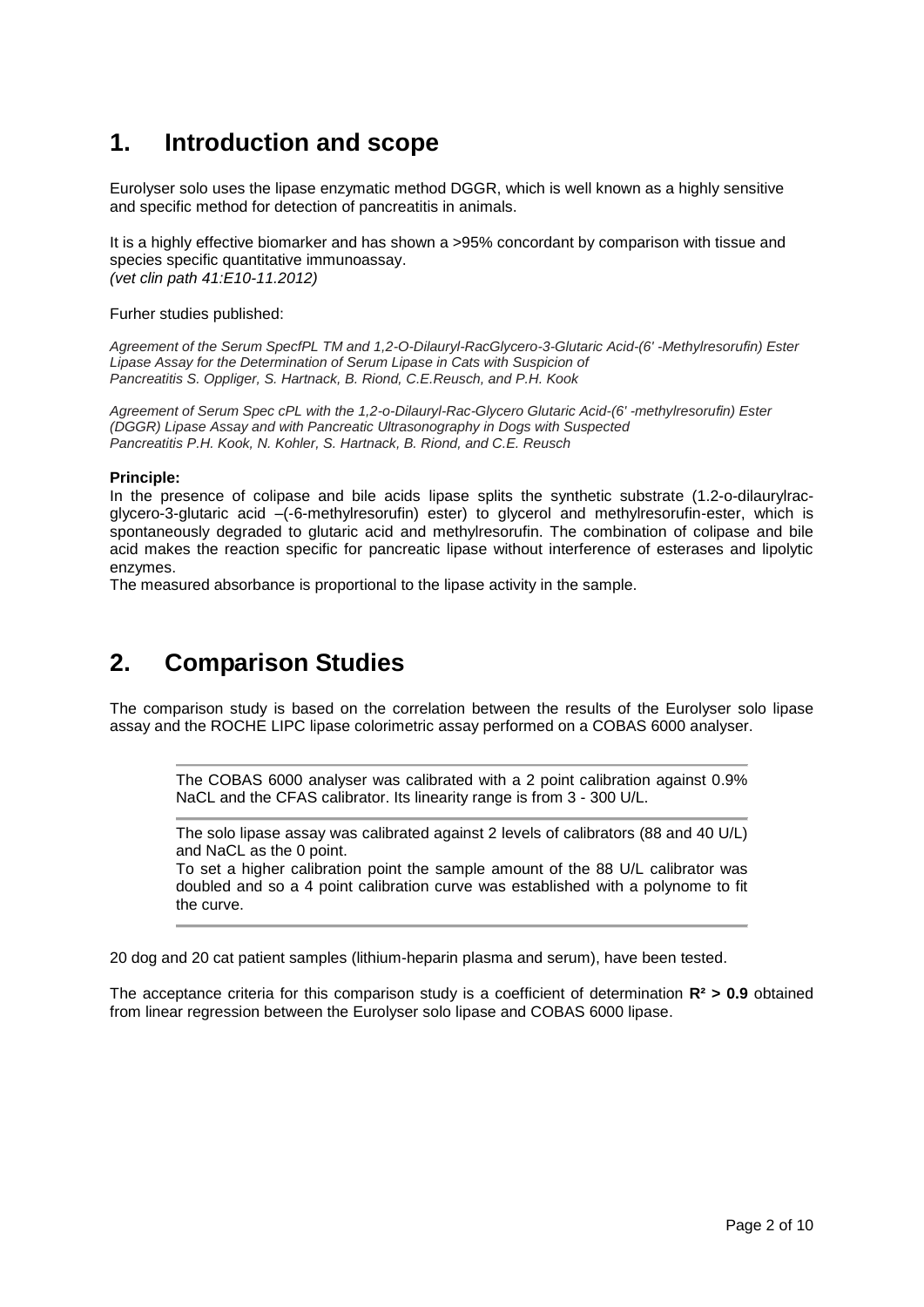# 1. Introduction and scope

Eurolyser solo uses the lipase enzymatic method DGGR, which is well known as a highly sensitive and specific method for detection of pancreatitis in animals.

It is a highly effective biomarker and has shown a >95% concordant by comparison with tissue and species specific quantitative immunoassay.
*(vet clin path 41:E10-11.2012)*

Furher studies published:

*Agreement of the Serum SpecfPL TM and 1,2-O-Dilauryl-RacGlycero-3-Glutaric Acid-(6' -Methylresorufin) Ester Lipase Assay for the Determination of Serum Lipase in Cats with Suspicion of Pancreatitis S. Oppliger, S. Hartnack, B. Riond, C.E.Reusch, and P.H. Kook*

*Agreement of Serum Spec cPL with the 1,2-o-Dilauryl-Rac-Glycero Glutaric Acid-(6' -methylresorufin) Ester (DGGR) Lipase Assay and with Pancreatic Ultrasonography in Dogs with Suspected Pancreatitis P.H. Kook, N. Kohler, S. Hartnack, B. Riond, and C.E. Reusch*

**Principle:**

In the presence of colipase and bile acids lipase splits the synthetic substrate (1.2-o-dilaurylrac-glycero-3-glutaric acid –(-6-methylresorufin) ester) to glycerol and methylresorufin-ester, which is spontaneously degraded to glutaric acid and methylresorufin. The combination of colipase and bile acid makes the reaction specific for pancreatic lipase without interference of esterases and lipolytic enzymes.

The measured absorbance is proportional to the lipase activity in the sample.

# 2. Comparison Studies

The comparison study is based on the correlation between the results of the Eurolyser solo lipase assay and the ROCHE LIPC lipase colorimetric assay performed on a COBAS 6000 analyser.

The COBAS 6000 analyser was calibrated with a 2 point calibration against 0.9% NaCL and the CFAS calibrator. Its linearity range is from 3 - 300 U/L.

The solo lipase assay was calibrated against 2 levels of calibrators (88 and 40 U/L) and NaCL as the 0 point.
To set a higher calibration point the sample amount of the 88 U/L calibrator was doubled and so a 4 point calibration curve was established with a polynome to fit the curve.

20 dog and 20 cat patient samples (lithium-heparin plasma and serum), have been tested.

The acceptance criteria for this comparison study is a coefficient of determination **$R^2$ > 0.9** obtained from linear regression between the Eurolyser solo lipase and COBAS 6000 lipase.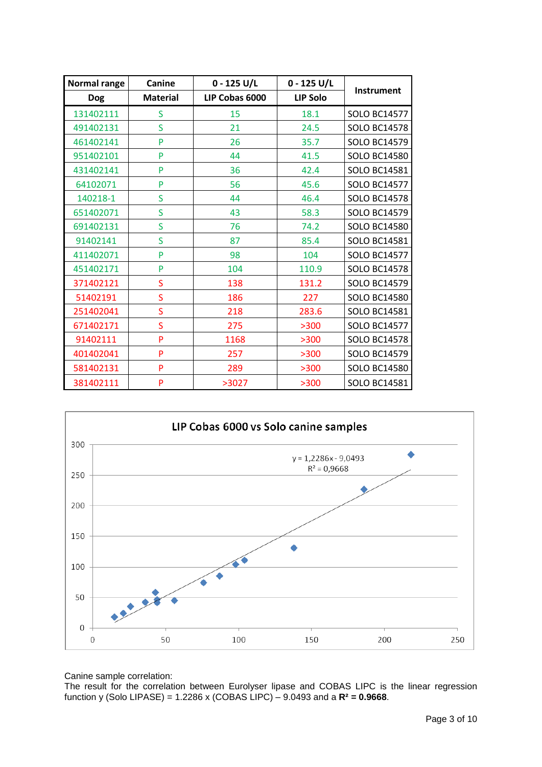| Normal range | Canine | 0 - 125 U/L | 0 - 125 U/L | Instrument |
|---|---|---|---|---|
| Dog | Material | LIP Cobas 6000 | LIP Solo | |
| 131402111 | S | 15 | 18.1 | SOLO BC14577 |
| 491402131 | S | 21 | 24.5 | SOLO BC14578 |
| 461402141 | P | 26 | 35.7 | SOLO BC14579 |
| 951402101 | P | 44 | 41.5 | SOLO BC14580 |
| 431402141 | P | 36 | 42.4 | SOLO BC14581 |
| 64102071 | P | 56 | 45.6 | SOLO BC14577 |
| 140218-1 | S | 44 | 46.4 | SOLO BC14578 |
| 651402071 | S | 43 | 58.3 | SOLO BC14579 |
| 691402131 | S | 76 | 74.2 | SOLO BC14580 |
| 91402141 | S | 87 | 85.4 | SOLO BC14581 |
| 411402071 | P | 98 | 104 | SOLO BC14577 |
| 451402171 | P | 104 | 110.9 | SOLO BC14578 |
| 371402121 | S | 138 | 131.2 | SOLO BC14579 |
| 51402191 | S | 186 | 227 | SOLO BC14580 |
| 251402041 | S | 218 | 283.6 | SOLO BC14581 |
| 671402171 | S | 275 | >300 | SOLO BC14577 |
| 91402111 | P | 1168 | >300 | SOLO BC14578 |
| 401402041 | P | 257 | >300 | SOLO BC14579 |
| 581402131 | P | 289 | >300 | SOLO BC14580 |
| 381402111 | P | >3027 | >300 | SOLO BC14581 |

**LIP Cobas 6000 vs Solo canine samples**

$y = 1{,}2286x - 9{,}0493$
$R^2 = 0{,}9668$

Canine sample correlation:
The result for the correlation between Eurolyser lipase and COBAS LIPC is the linear regression function y (Solo LIPASE) = 1.2286 x (COBAS LIPC) – 9.0493 and a **$R^2$ = 0.9668**.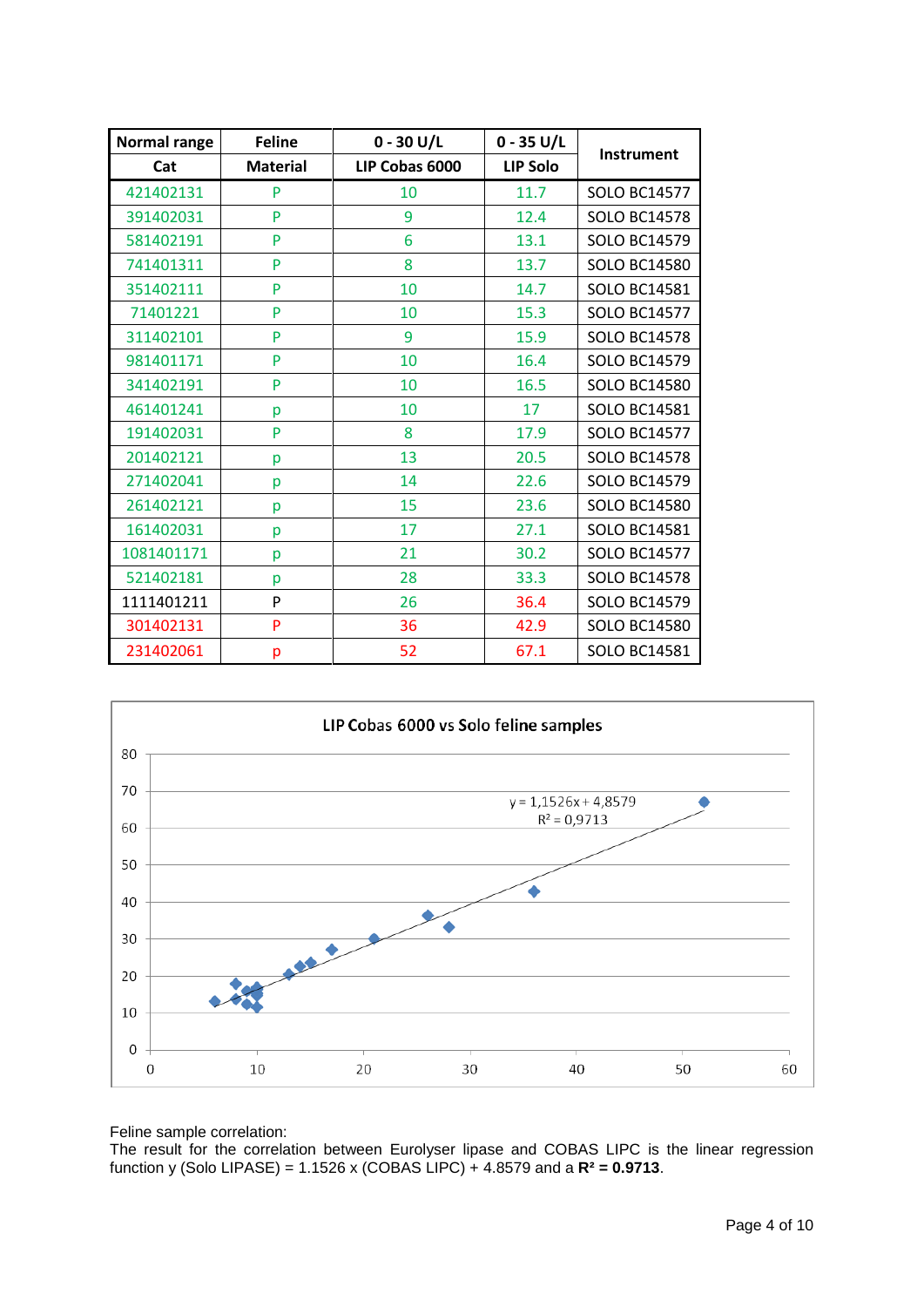| Normal range | Feline | 0 - 30 U/L | 0 - 35 U/L | Instrument |
|---|---|---|---|---|
| Cat | Material | LIP Cobas 6000 | LIP Solo | |
| 421402131 | P | 10 | 11.7 | SOLO BC14577 |
| 391402031 | P | 9 | 12.4 | SOLO BC14578 |
| 581402191 | P | 6 | 13.1 | SOLO BC14579 |
| 741401311 | P | 8 | 13.7 | SOLO BC14580 |
| 351402111 | P | 10 | 14.7 | SOLO BC14581 |
| 71401221 | P | 10 | 15.3 | SOLO BC14577 |
| 311402101 | P | 9 | 15.9 | SOLO BC14578 |
| 981401171 | P | 10 | 16.4 | SOLO BC14579 |
| 341402191 | P | 10 | 16.5 | SOLO BC14580 |
| 461401241 | p | 10 | 17 | SOLO BC14581 |
| 191402031 | P | 8 | 17.9 | SOLO BC14577 |
| 201402121 | p | 13 | 20.5 | SOLO BC14578 |
| 271402041 | p | 14 | 22.6 | SOLO BC14579 |
| 261402121 | p | 15 | 23.6 | SOLO BC14580 |
| 161402031 | p | 17 | 27.1 | SOLO BC14581 |
| 1081401171 | p | 21 | 30.2 | SOLO BC14577 |
| 521402181 | p | 28 | 33.3 | SOLO BC14578 |
| 1111401211 | P | 26 | 36.4 | SOLO BC14579 |
| 301402131 | P | 36 | 42.9 | SOLO BC14580 |
| 231402061 | p | 52 | 67.1 | SOLO BC14581 |

**LIP Cobas 6000 vs Solo feline samples**

$y = 1{,}1526x + 4{,}8579$
$R^2 = 0{,}9713$

Feline sample correlation:
The result for the correlation between Eurolyser lipase and COBAS LIPC is the linear regression function y (Solo LIPASE) = 1.1526 x (COBAS LIPC) + 4.8579 and a **$R^2$ = 0.9713**.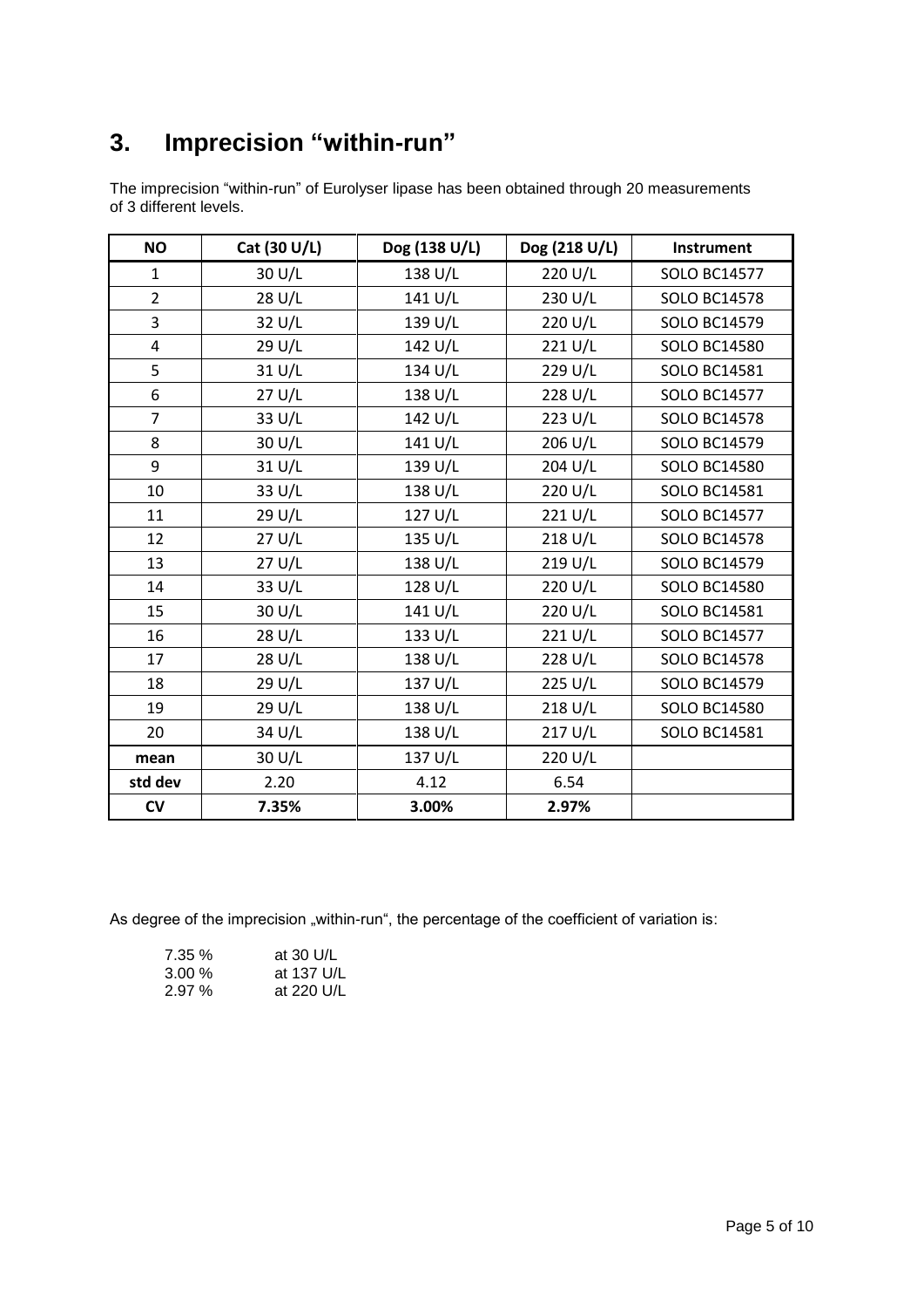# 3. Imprecision "within-run"

The imprecision "within-run" of Eurolyser lipase has been obtained through 20 measurements of 3 different levels.

| NO | Cat (30 U/L) | Dog (138 U/L) | Dog (218 U/L) | Instrument |
|---|---|---|---|---|
| 1 | 30 U/L | 138 U/L | 220 U/L | SOLO BC14577 |
| 2 | 28 U/L | 141 U/L | 230 U/L | SOLO BC14578 |
| 3 | 32 U/L | 139 U/L | 220 U/L | SOLO BC14579 |
| 4 | 29 U/L | 142 U/L | 221 U/L | SOLO BC14580 |
| 5 | 31 U/L | 134 U/L | 229 U/L | SOLO BC14581 |
| 6 | 27 U/L | 138 U/L | 228 U/L | SOLO BC14577 |
| 7 | 33 U/L | 142 U/L | 223 U/L | SOLO BC14578 |
| 8 | 30 U/L | 141 U/L | 206 U/L | SOLO BC14579 |
| 9 | 31 U/L | 139 U/L | 204 U/L | SOLO BC14580 |
| 10 | 33 U/L | 138 U/L | 220 U/L | SOLO BC14581 |
| 11 | 29 U/L | 127 U/L | 221 U/L | SOLO BC14577 |
| 12 | 27 U/L | 135 U/L | 218 U/L | SOLO BC14578 |
| 13 | 27 U/L | 138 U/L | 219 U/L | SOLO BC14579 |
| 14 | 33 U/L | 128 U/L | 220 U/L | SOLO BC14580 |
| 15 | 30 U/L | 141 U/L | 220 U/L | SOLO BC14581 |
| 16 | 28 U/L | 133 U/L | 221 U/L | SOLO BC14577 |
| 17 | 28 U/L | 138 U/L | 228 U/L | SOLO BC14578 |
| 18 | 29 U/L | 137 U/L | 225 U/L | SOLO BC14579 |
| 19 | 29 U/L | 138 U/L | 218 U/L | SOLO BC14580 |
| 20 | 34 U/L | 138 U/L | 217 U/L | SOLO BC14581 |
| **mean** | 30 U/L | 137 U/L | 220 U/L | |
| **std dev** | 2.20 | 4.12 | 6.54 | |
| **CV** | **7.35%** | **3.00%** | **2.97%** | |

As degree of the imprecision „within-run", the percentage of the coefficient of variation is:

| | |
|---|---|
| 7.35 % | at 30 U/L |
| 3.00 % | at 137 U/L |
| 2.97 % | at 220 U/L |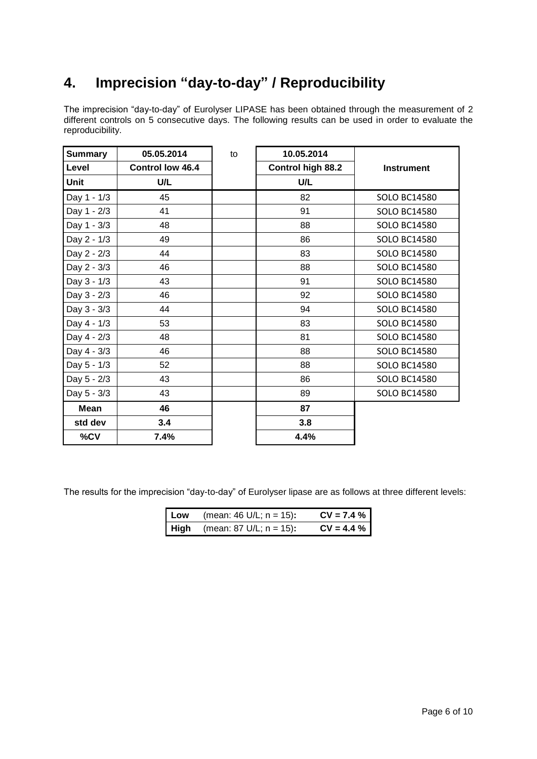# 4. Imprecision "day-to-day" / Reproducibility

The imprecision "day-to-day" of Eurolyser LIPASE has been obtained through the measurement of 2 different controls on 5 consecutive days. The following results can be used in order to evaluate the reproducibility.

| **Summary** | **05.05.2014** | to | **10.05.2014** | |
|---|---|---|---|---|
| **Level** | **Control low 46.4** | | **Control high 88.2** | **Instrument** |
| **Unit** | **U/L** | | **U/L** | |
| Day 1 - 1/3 | 45 | | 82 | SOLO BC14580 |
| Day 1 - 2/3 | 41 | | 91 | SOLO BC14580 |
| Day 1 - 3/3 | 48 | | 88 | SOLO BC14580 |
| Day 2 - 1/3 | 49 | | 86 | SOLO BC14580 |
| Day 2 - 2/3 | 44 | | 83 | SOLO BC14580 |
| Day 2 - 3/3 | 46 | | 88 | SOLO BC14580 |
| Day 3 - 1/3 | 43 | | 91 | SOLO BC14580 |
| Day 3 - 2/3 | 46 | | 92 | SOLO BC14580 |
| Day 3 - 3/3 | 44 | | 94 | SOLO BC14580 |
| Day 4 - 1/3 | 53 | | 83 | SOLO BC14580 |
| Day 4 - 2/3 | 48 | | 81 | SOLO BC14580 |
| Day 4 - 3/3 | 46 | | 88 | SOLO BC14580 |
| Day 5 - 1/3 | 52 | | 88 | SOLO BC14580 |
| Day 5 - 2/3 | 43 | | 86 | SOLO BC14580 |
| Day 5 - 3/3 | 43 | | 89 | SOLO BC14580 |
| **Mean** | **46** | | **87** | |
| **std dev** | **3.4** | | **3.8** | |
| **%CV** | **7.4%** | | **4.4%** | |

The results for the imprecision "day-to-day" of Eurolyser lipase are as follows at three different levels:

| | | |
|---|---|---|
| **Low** | (mean: 46 U/L; n = 15)**:** | **CV = 7.4 %** |
| **High** | (mean: 87 U/L; n = 15)**:** | **CV = 4.4 %** |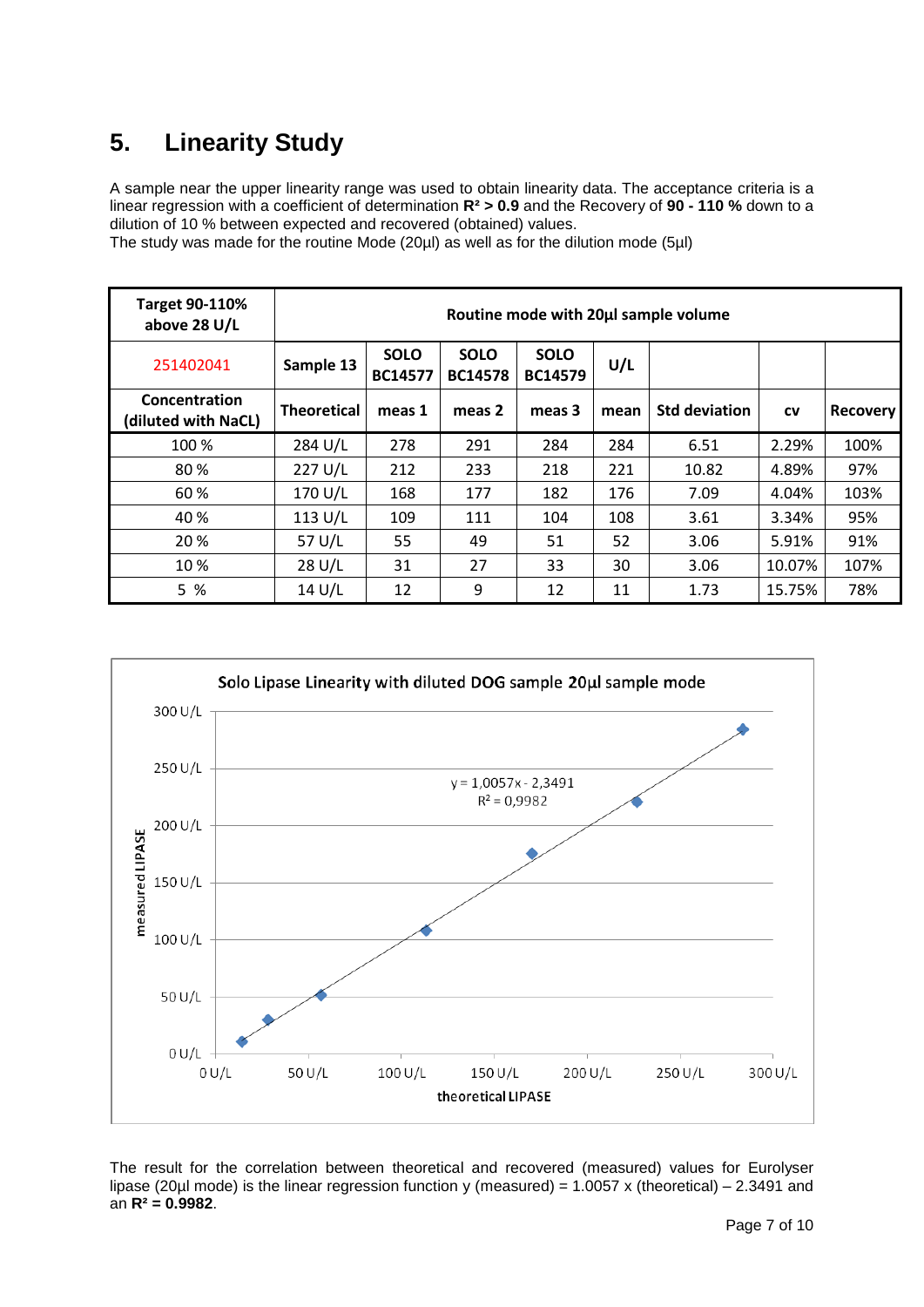# 5. Linearity Study

A sample near the upper linearity range was used to obtain linearity data. The acceptance criteria is a linear regression with a coefficient of determination **$R^2$ > 0.9** and the Recovery of **90 - 110 %** down to a dilution of 10 % between expected and recovered (obtained) values.
The study was made for the routine Mode (20µl) as well as for the dilution mode (5µl)

| Target 90-110% above 28 U/L | Routine mode with 20µl sample volume | | | | | | | |
|---|---|---|---|---|---|---|---|---|
| 251402041 | Sample 13 | SOLO BC14577 | SOLO BC14578 | SOLO BC14579 | U/L | | | |
| Concentration (diluted with NaCL) | Theoretical | meas 1 | meas 2 | meas 3 | mean | Std deviation | cv | Recovery |
| 100 % | 284 U/L | 278 | 291 | 284 | 284 | 6.51 | 2.29% | 100% |
| 80 % | 227 U/L | 212 | 233 | 218 | 221 | 10.82 | 4.89% | 97% |
| 60 % | 170 U/L | 168 | 177 | 182 | 176 | 7.09 | 4.04% | 103% |
| 40 % | 113 U/L | 109 | 111 | 104 | 108 | 3.61 | 3.34% | 95% |
| 20 % | 57 U/L | 55 | 49 | 51 | 52 | 3.06 | 5.91% | 91% |
| 10 % | 28 U/L | 31 | 27 | 33 | 30 | 3.06 | 10.07% | 107% |
| 5 % | 14 U/L | 12 | 9 | 12 | 11 | 1.73 | 15.75% | 78% |

Solo Lipase Linearity with diluted DOG sample 20µl sample mode

y = 1,0057x - 2,3491
$R^2$ = 0,9982

The result for the correlation between theoretical and recovered (measured) values for Eurolyser lipase (20µl mode) is the linear regression function y (measured) = 1.0057 x (theoretical) – 2.3491 and an **$R^2$ = 0.9982**.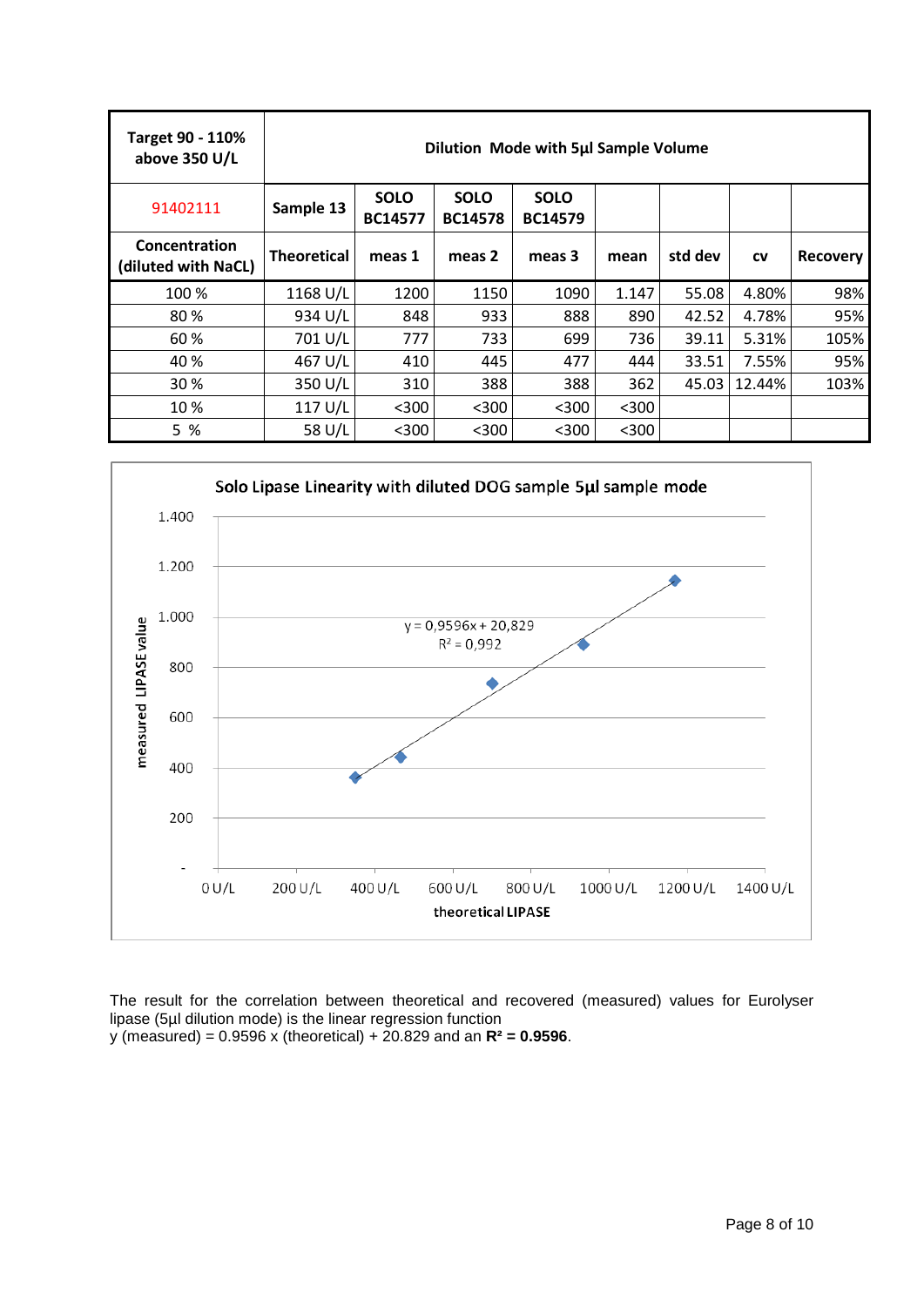| Target 90 - 110% above 350 U/L | Dilution Mode with 5µl Sample Volume | | | | | | | |
|---|---|---|---|---|---|---|---|---|
| 91402111 | Sample 13 | SOLO BC14577 | SOLO BC14578 | SOLO BC14579 | | | | |
| Concentration (diluted with NaCL) | Theoretical | meas 1 | meas 2 | meas 3 | mean | std dev | cv | Recovery |
| 100 % | 1168 U/L | 1200 | 1150 | 1090 | 1.147 | 55.08 | 4.80% | 98% |
| 80 % | 934 U/L | 848 | 933 | 888 | 890 | 42.52 | 4.78% | 95% |
| 60 % | 701 U/L | 777 | 733 | 699 | 736 | 39.11 | 5.31% | 105% |
| 40 % | 467 U/L | 410 | 445 | 477 | 444 | 33.51 | 7.55% | 95% |
| 30 % | 350 U/L | 310 | 388 | 388 | 362 | 45.03 | 12.44% | 103% |
| 10 % | 117 U/L | <300 | <300 | <300 | <300 | | | |
| 5 % | 58 U/L | <300 | <300 | <300 | <300 | | | |

**Solo Lipase Linearity with diluted DOG sample 5µl sample mode**

$y = 0{,}9596x + 20{,}829$
$R^2 = 0{,}992$

measured LIPASE value vs. theoretical LIPASE

The result for the correlation between theoretical and recovered (measured) values for Eurolyser lipase (5µl dilution mode) is the linear regression function
y (measured) = 0.9596 x (theoretical) + 20.829 and an **$R^2$ = 0.9596**.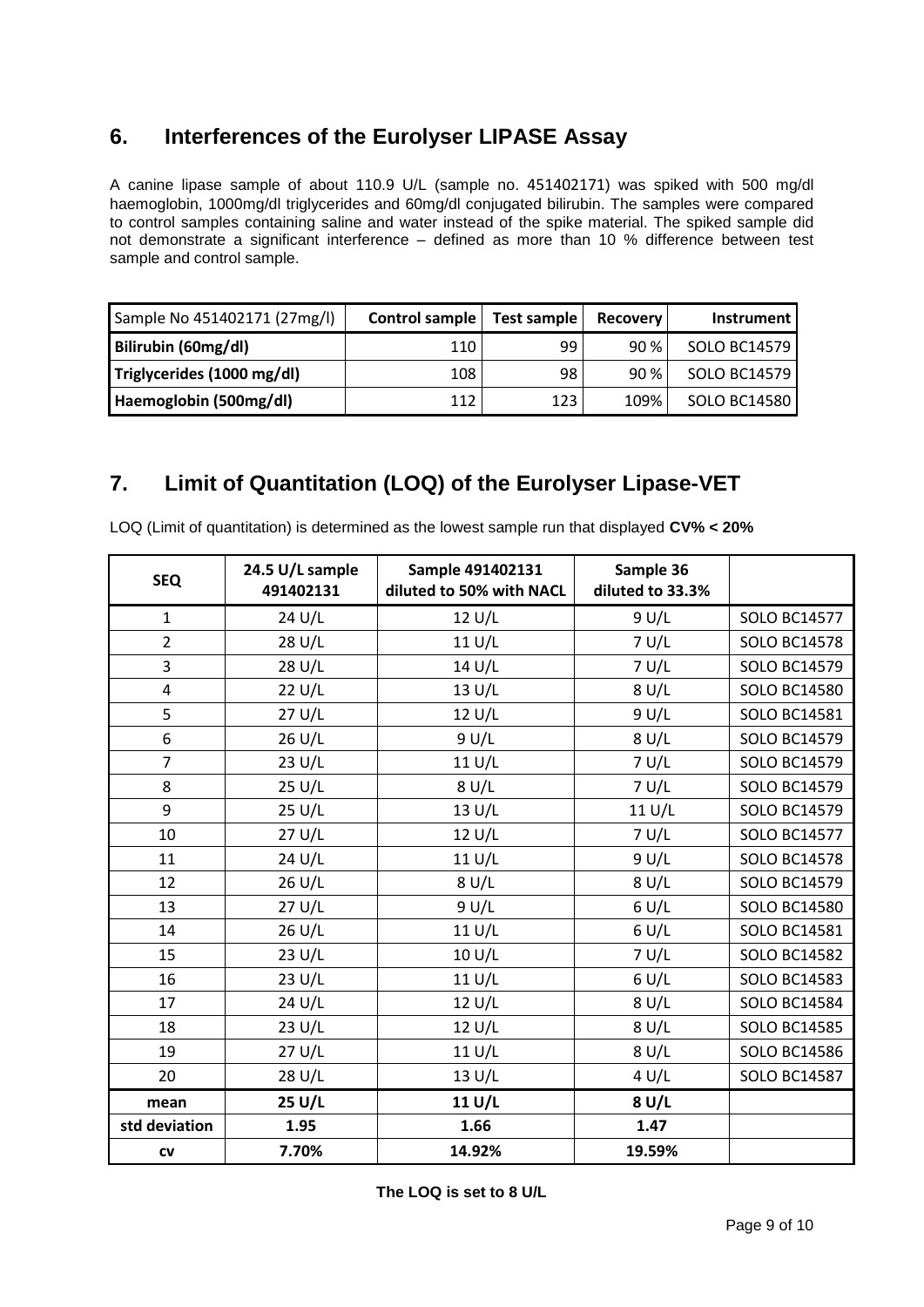## 6. Interferences of the Eurolyser LIPASE Assay

A canine lipase sample of about 110.9 U/L (sample no. 451402171) was spiked with 500 mg/dl haemoglobin, 1000mg/dl triglycerides and 60mg/dl conjugated bilirubin. The samples were compared to control samples containing saline and water instead of the spike material. The spiked sample did not demonstrate a significant interference – defined as more than 10 % difference between test sample and control sample.

| Sample No 451402171 (27mg/l) | Control sample | Test sample | Recovery | Instrument |
|---|---|---|---|---|
| **Bilirubin (60mg/dl)** | 110 | 99 | 90 % | SOLO BC14579 |
| **Triglycerides (1000 mg/dl)** | 108 | 98 | 90 % | SOLO BC14579 |
| **Haemoglobin (500mg/dl)** | 112 | 123 | 109% | SOLO BC14580 |

## 7. Limit of Quantitation (LOQ) of the Eurolyser Lipase-VET

LOQ (Limit of quantitation) is determined as the lowest sample run that displayed **CV% < 20%**

| SEQ | 24.5 U/L sample 491402131 | Sample 491402131 diluted to 50% with NACL | Sample 36 diluted to 33.3% | |
|---|---|---|---|---|
| 1 | 24 U/L | 12 U/L | 9 U/L | SOLO BC14577 |
| 2 | 28 U/L | 11 U/L | 7 U/L | SOLO BC14578 |
| 3 | 28 U/L | 14 U/L | 7 U/L | SOLO BC14579 |
| 4 | 22 U/L | 13 U/L | 8 U/L | SOLO BC14580 |
| 5 | 27 U/L | 12 U/L | 9 U/L | SOLO BC14581 |
| 6 | 26 U/L | 9 U/L | 8 U/L | SOLO BC14579 |
| 7 | 23 U/L | 11 U/L | 7 U/L | SOLO BC14579 |
| 8 | 25 U/L | 8 U/L | 7 U/L | SOLO BC14579 |
| 9 | 25 U/L | 13 U/L | 11 U/L | SOLO BC14579 |
| 10 | 27 U/L | 12 U/L | 7 U/L | SOLO BC14577 |
| 11 | 24 U/L | 11 U/L | 9 U/L | SOLO BC14578 |
| 12 | 26 U/L | 8 U/L | 8 U/L | SOLO BC14579 |
| 13 | 27 U/L | 9 U/L | 6 U/L | SOLO BC14580 |
| 14 | 26 U/L | 11 U/L | 6 U/L | SOLO BC14581 |
| 15 | 23 U/L | 10 U/L | 7 U/L | SOLO BC14582 |
| 16 | 23 U/L | 11 U/L | 6 U/L | SOLO BC14583 |
| 17 | 24 U/L | 12 U/L | 8 U/L | SOLO BC14584 |
| 18 | 23 U/L | 12 U/L | 8 U/L | SOLO BC14585 |
| 19 | 27 U/L | 11 U/L | 8 U/L | SOLO BC14586 |
| 20 | 28 U/L | 13 U/L | 4 U/L | SOLO BC14587 |
| **mean** | **25 U/L** | **11 U/L** | **8 U/L** | |
| **std deviation** | **1.95** | **1.66** | **1.47** | |
| **cv** | **7.70%** | **14.92%** | **19.59%** | |

**The LOQ is set to 8 U/L**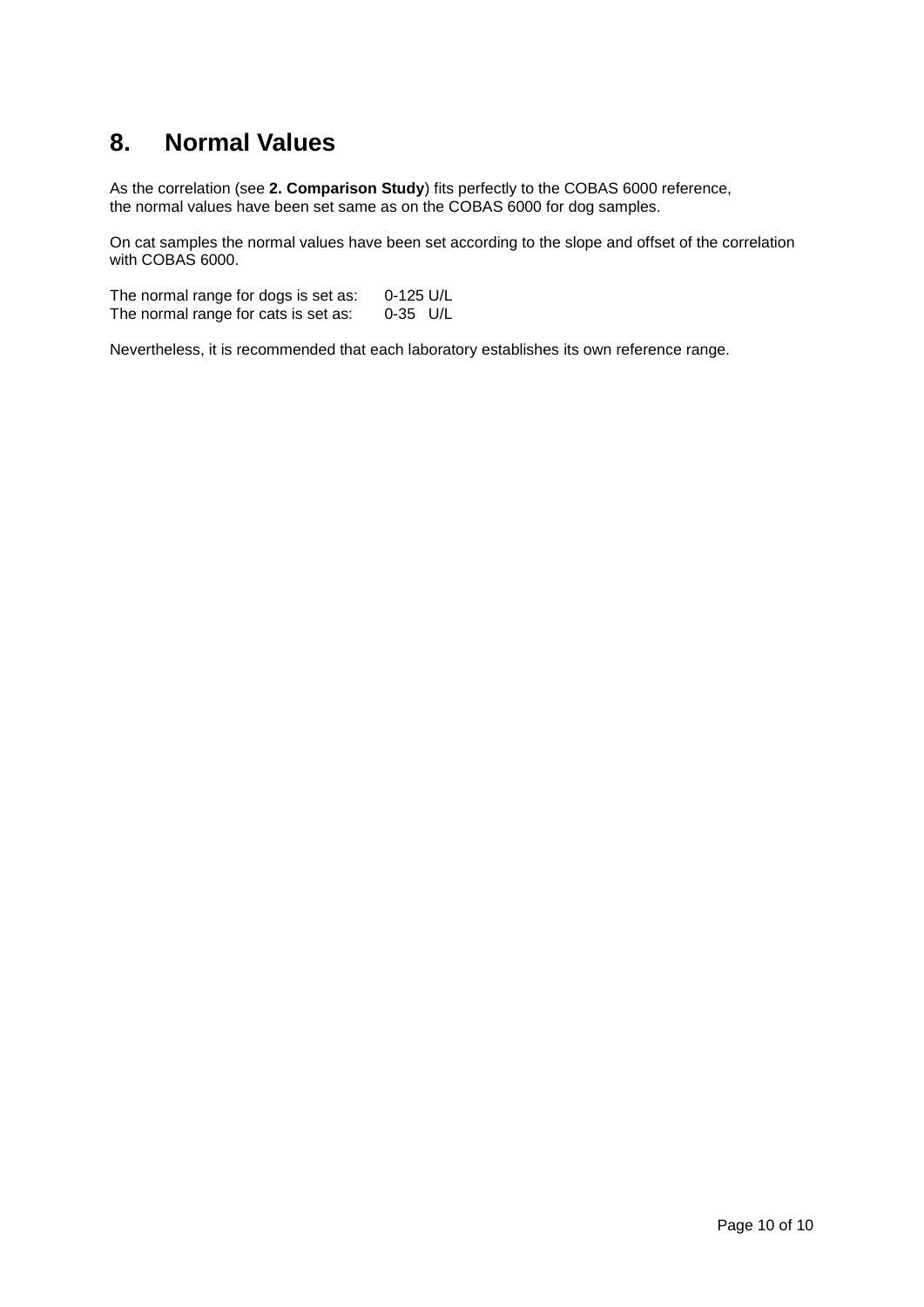# 8. Normal Values

As the correlation (see **2. Comparison Study**) fits perfectly to the COBAS 6000 reference, the normal values have been set same as on the COBAS 6000 for dog samples.

On cat samples the normal values have been set according to the slope and offset of the correlation with COBAS 6000.

The normal range for dogs is set as: 0-125 U/L
The normal range for cats is set as: 0-35 U/L

Nevertheless, it is recommended that each laboratory establishes its own reference range.